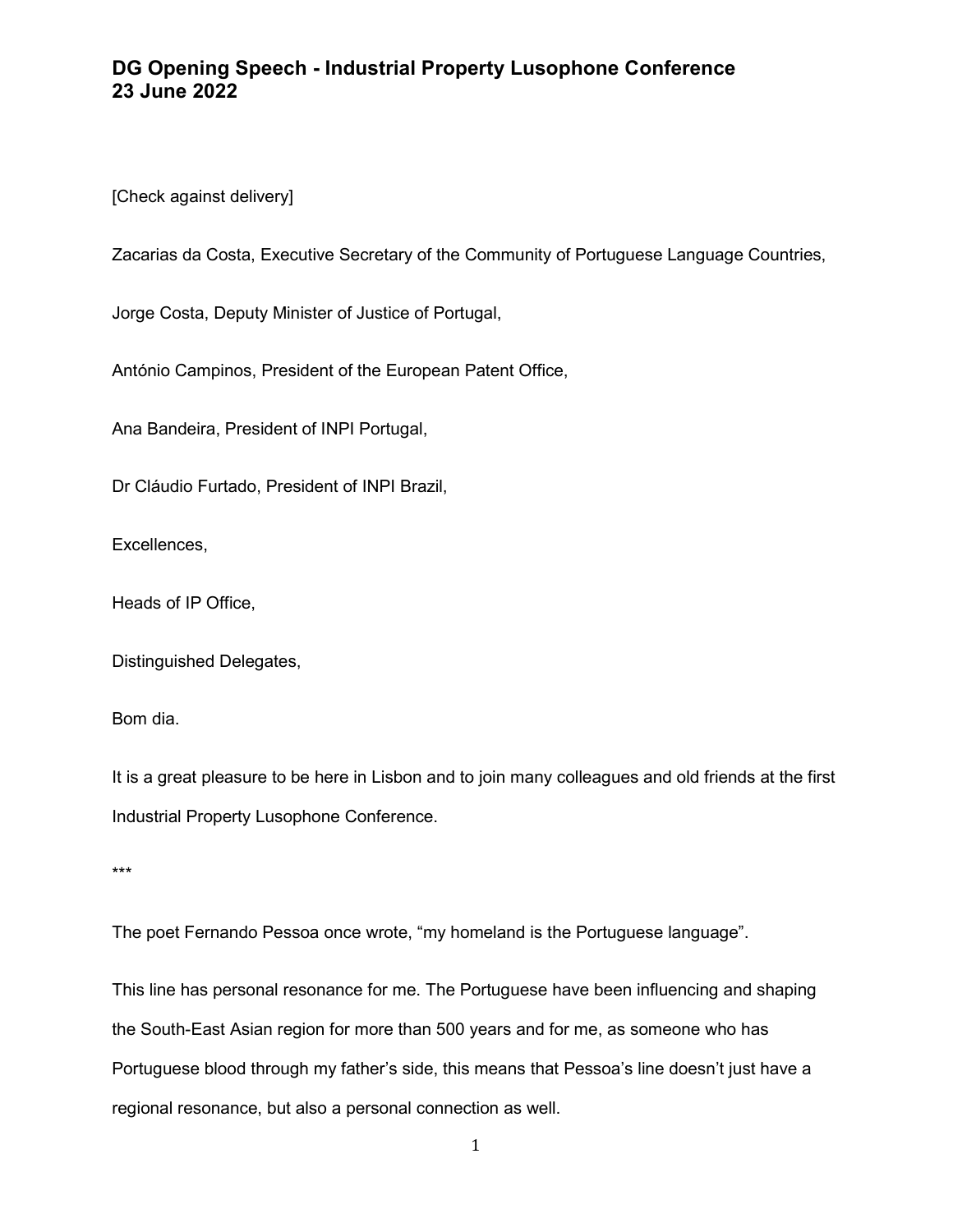# DG Opening Speech - Industrial Property Lusophone Conference
# 23 June 2022

[Check against delivery]

Zacarias da Costa, Executive Secretary of the Community of Portuguese Language Countries,

Jorge Costa, Deputy Minister of Justice of Portugal,

António Campinos, President of the European Patent Office,

Ana Bandeira, President of INPI Portugal,

Dr Cláudio Furtado, President of INPI Brazil,

Excellences,

Heads of IP Office,

Distinguished Delegates,

Bom dia.

It is a great pleasure to be here in Lisbon and to join many colleagues and old friends at the first Industrial Property Lusophone Conference.

***

The poet Fernando Pessoa once wrote, "my homeland is the Portuguese language".

This line has personal resonance for me. The Portuguese have been influencing and shaping the South-East Asian region for more than 500 years and for me, as someone who has Portuguese blood through my father's side, this means that Pessoa's line doesn't just have a regional resonance, but also a personal connection as well.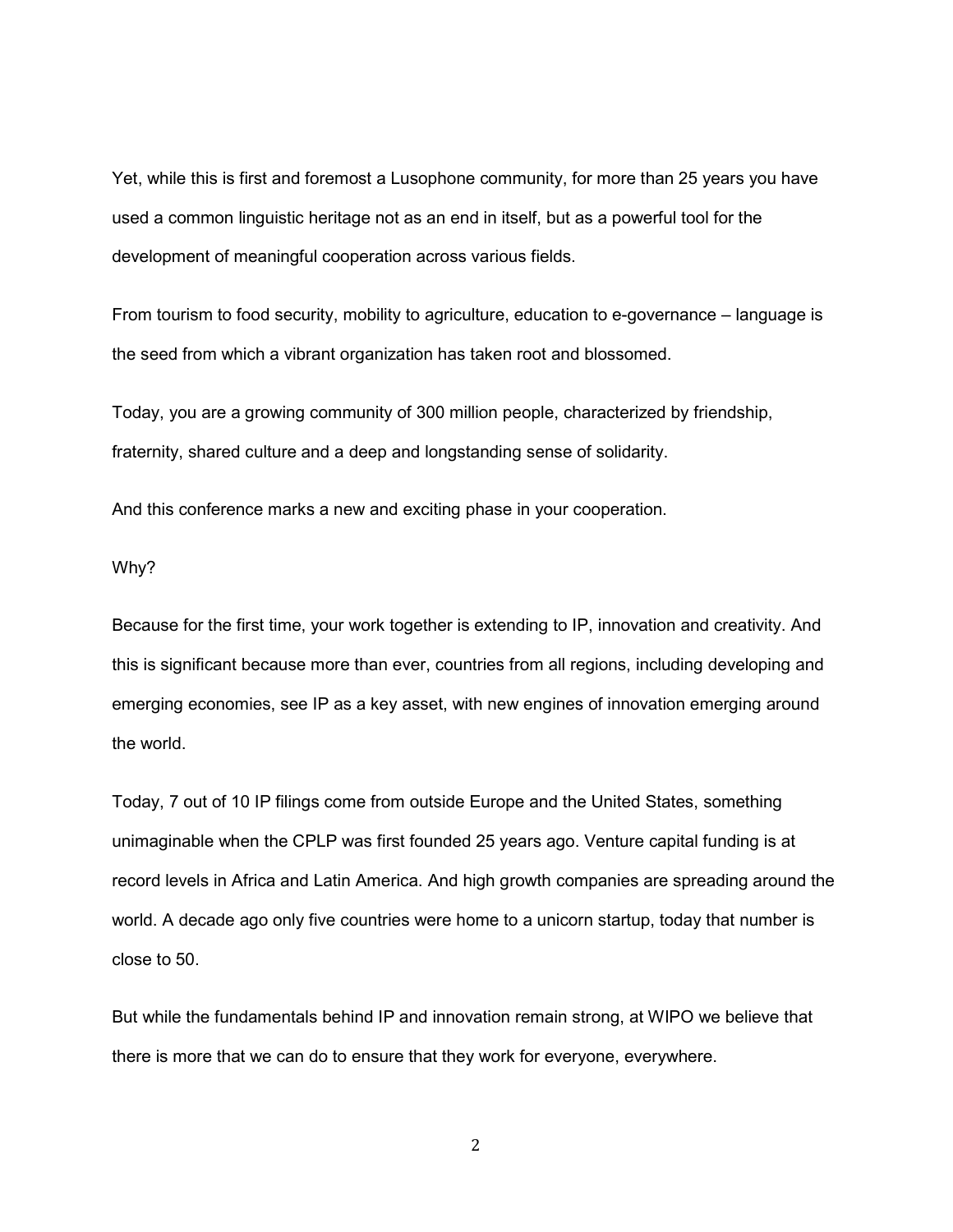Yet, while this is first and foremost a Lusophone community, for more than 25 years you have used a common linguistic heritage not as an end in itself, but as a powerful tool for the development of meaningful cooperation across various fields.

From tourism to food security, mobility to agriculture, education to e-governance – language is the seed from which a vibrant organization has taken root and blossomed.

Today, you are a growing community of 300 million people, characterized by friendship, fraternity, shared culture and a deep and longstanding sense of solidarity.

And this conference marks a new and exciting phase in your cooperation.

Why?

Because for the first time, your work together is extending to IP, innovation and creativity. And this is significant because more than ever, countries from all regions, including developing and emerging economies, see IP as a key asset, with new engines of innovation emerging around the world.

Today, 7 out of 10 IP filings come from outside Europe and the United States, something unimaginable when the CPLP was first founded 25 years ago. Venture capital funding is at record levels in Africa and Latin America. And high growth companies are spreading around the world. A decade ago only five countries were home to a unicorn startup, today that number is close to 50.

But while the fundamentals behind IP and innovation remain strong, at WIPO we believe that there is more that we can do to ensure that they work for everyone, everywhere.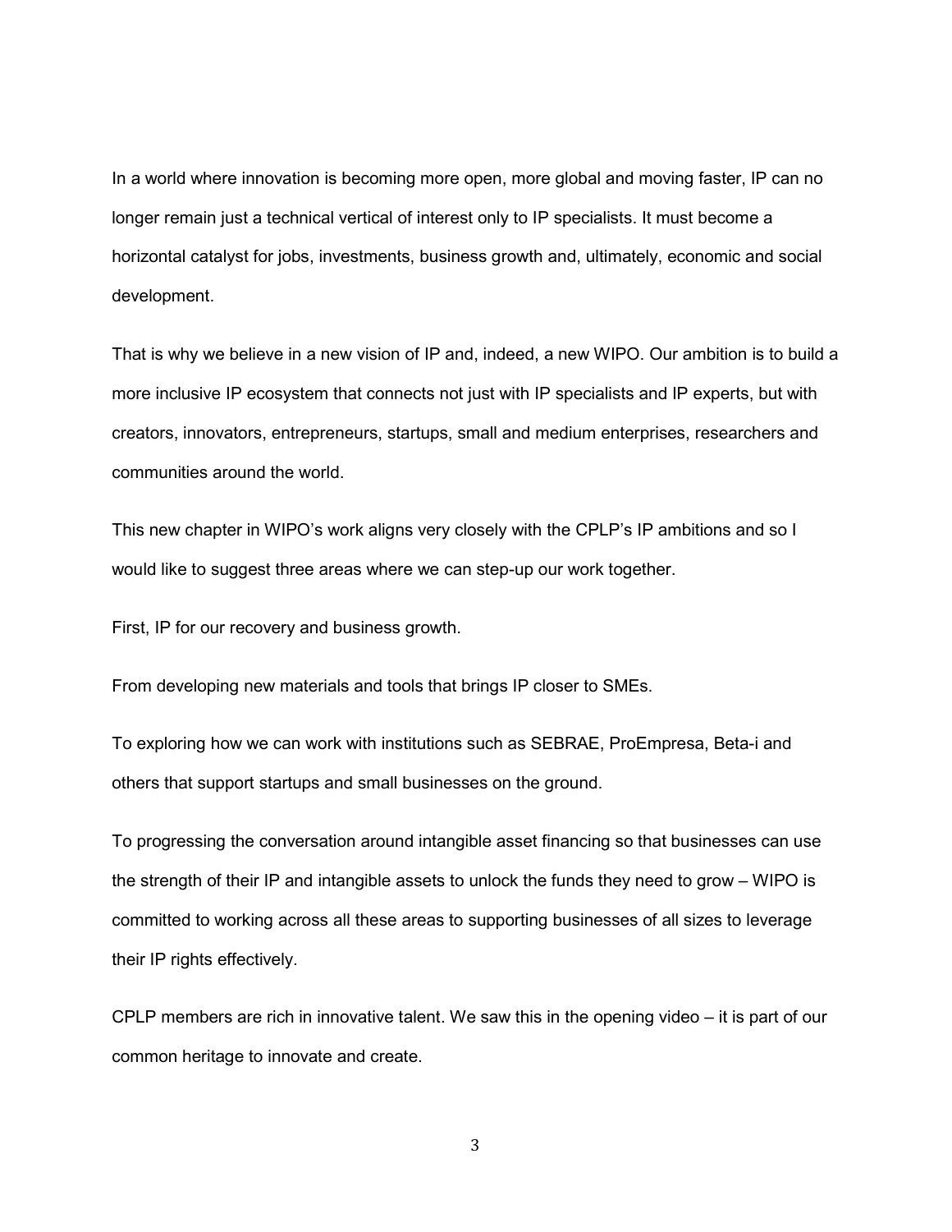In a world where innovation is becoming more open, more global and moving faster, IP can no longer remain just a technical vertical of interest only to IP specialists. It must become a horizontal catalyst for jobs, investments, business growth and, ultimately, economic and social development.

That is why we believe in a new vision of IP and, indeed, a new WIPO. Our ambition is to build a more inclusive IP ecosystem that connects not just with IP specialists and IP experts, but with creators, innovators, entrepreneurs, startups, small and medium enterprises, researchers and communities around the world.

This new chapter in WIPO's work aligns very closely with the CPLP's IP ambitions and so I would like to suggest three areas where we can step-up our work together.

First, IP for our recovery and business growth.

From developing new materials and tools that brings IP closer to SMEs.

To exploring how we can work with institutions such as SEBRAE, ProEmpresa, Beta-i and others that support startups and small businesses on the ground.

To progressing the conversation around intangible asset financing so that businesses can use the strength of their IP and intangible assets to unlock the funds they need to grow – WIPO is committed to working across all these areas to supporting businesses of all sizes to leverage their IP rights effectively.

CPLP members are rich in innovative talent. We saw this in the opening video – it is part of our common heritage to innovate and create.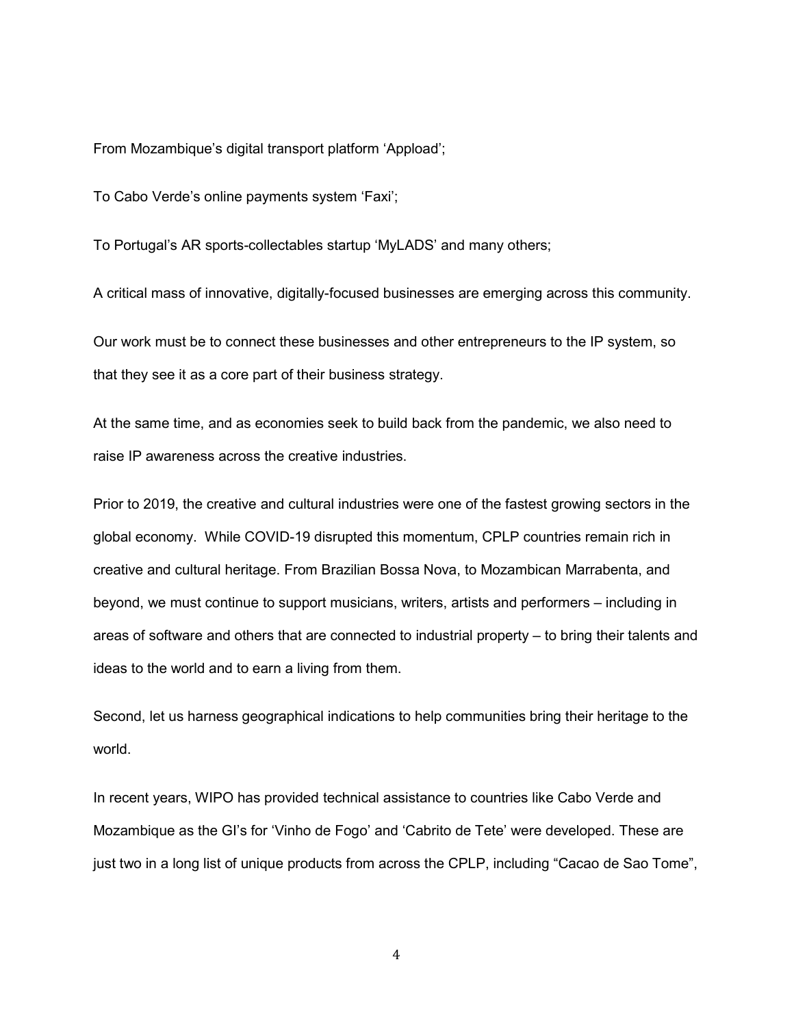From Mozambique's digital transport platform 'Appload';

To Cabo Verde's online payments system 'Faxi';

To Portugal's AR sports-collectables startup 'MyLADS' and many others;

A critical mass of innovative, digitally-focused businesses are emerging across this community.

Our work must be to connect these businesses and other entrepreneurs to the IP system, so that they see it as a core part of their business strategy.

At the same time, and as economies seek to build back from the pandemic, we also need to raise IP awareness across the creative industries.

Prior to 2019, the creative and cultural industries were one of the fastest growing sectors in the global economy. While COVID-19 disrupted this momentum, CPLP countries remain rich in creative and cultural heritage. From Brazilian Bossa Nova, to Mozambican Marrabenta, and beyond, we must continue to support musicians, writers, artists and performers – including in areas of software and others that are connected to industrial property – to bring their talents and ideas to the world and to earn a living from them.

Second, let us harness geographical indications to help communities bring their heritage to the world.

In recent years, WIPO has provided technical assistance to countries like Cabo Verde and Mozambique as the GI's for 'Vinho de Fogo' and 'Cabrito de Tete' were developed. These are just two in a long list of unique products from across the CPLP, including "Cacao de Sao Tome",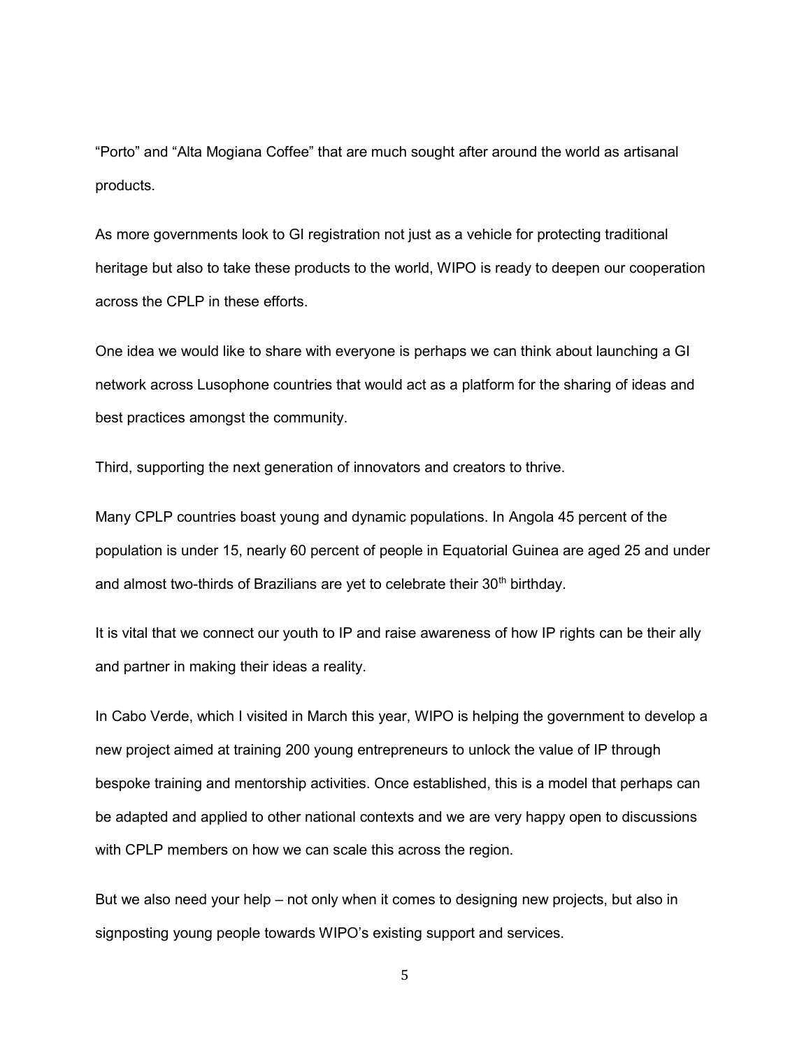"Porto" and "Alta Mogiana Coffee" that are much sought after around the world as artisanal products.

As more governments look to GI registration not just as a vehicle for protecting traditional heritage but also to take these products to the world, WIPO is ready to deepen our cooperation across the CPLP in these efforts.

One idea we would like to share with everyone is perhaps we can think about launching a GI network across Lusophone countries that would act as a platform for the sharing of ideas and best practices amongst the community.

Third, supporting the next generation of innovators and creators to thrive.

Many CPLP countries boast young and dynamic populations. In Angola 45 percent of the population is under 15, nearly 60 percent of people in Equatorial Guinea are aged 25 and under and almost two-thirds of Brazilians are yet to celebrate their 30th birthday.

It is vital that we connect our youth to IP and raise awareness of how IP rights can be their ally and partner in making their ideas a reality.

In Cabo Verde, which I visited in March this year, WIPO is helping the government to develop a new project aimed at training 200 young entrepreneurs to unlock the value of IP through bespoke training and mentorship activities. Once established, this is a model that perhaps can be adapted and applied to other national contexts and we are very happy open to discussions with CPLP members on how we can scale this across the region.

But we also need your help – not only when it comes to designing new projects, but also in signposting young people towards WIPO's existing support and services.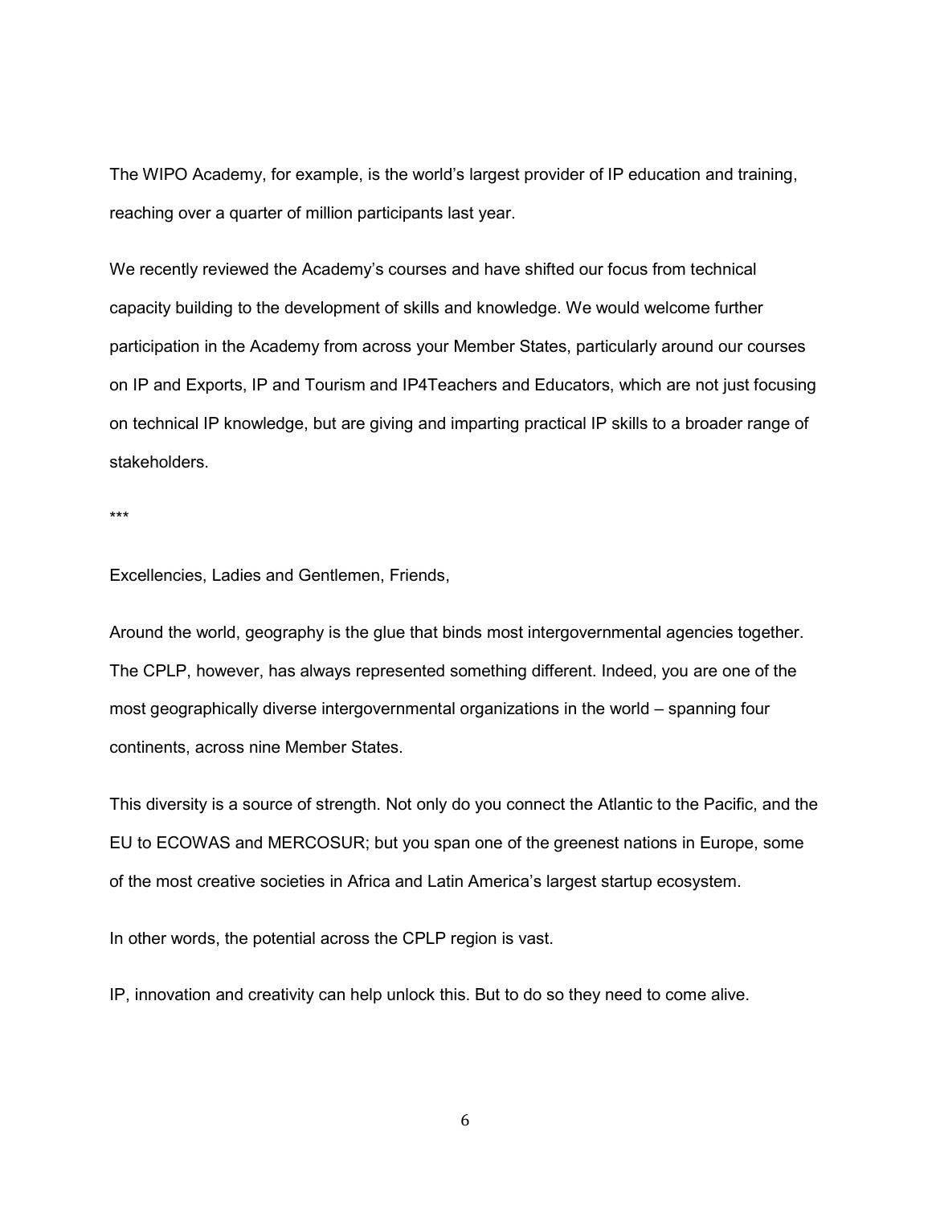The WIPO Academy, for example, is the world's largest provider of IP education and training, reaching over a quarter of million participants last year.

We recently reviewed the Academy's courses and have shifted our focus from technical capacity building to the development of skills and knowledge. We would welcome further participation in the Academy from across your Member States, particularly around our courses on IP and Exports, IP and Tourism and IP4Teachers and Educators, which are not just focusing on technical IP knowledge, but are giving and imparting practical IP skills to a broader range of stakeholders.

***

Excellencies, Ladies and Gentlemen, Friends,

Around the world, geography is the glue that binds most intergovernmental agencies together. The CPLP, however, has always represented something different. Indeed, you are one of the most geographically diverse intergovernmental organizations in the world – spanning four continents, across nine Member States.

This diversity is a source of strength. Not only do you connect the Atlantic to the Pacific, and the EU to ECOWAS and MERCOSUR; but you span one of the greenest nations in Europe, some of the most creative societies in Africa and Latin America's largest startup ecosystem.

In other words, the potential across the CPLP region is vast.

IP, innovation and creativity can help unlock this. But to do so they need to come alive.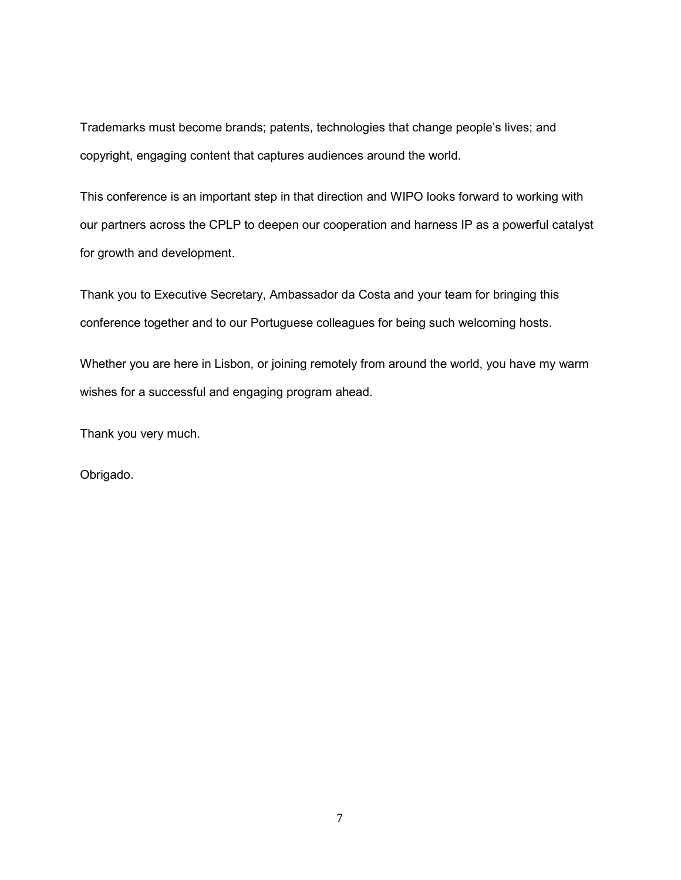Trademarks must become brands; patents, technologies that change people's lives; and copyright, engaging content that captures audiences around the world.

This conference is an important step in that direction and WIPO looks forward to working with our partners across the CPLP to deepen our cooperation and harness IP as a powerful catalyst for growth and development.

Thank you to Executive Secretary, Ambassador da Costa and your team for bringing this conference together and to our Portuguese colleagues for being such welcoming hosts.

Whether you are here in Lisbon, or joining remotely from around the world, you have my warm wishes for a successful and engaging program ahead.

Thank you very much.

Obrigado.